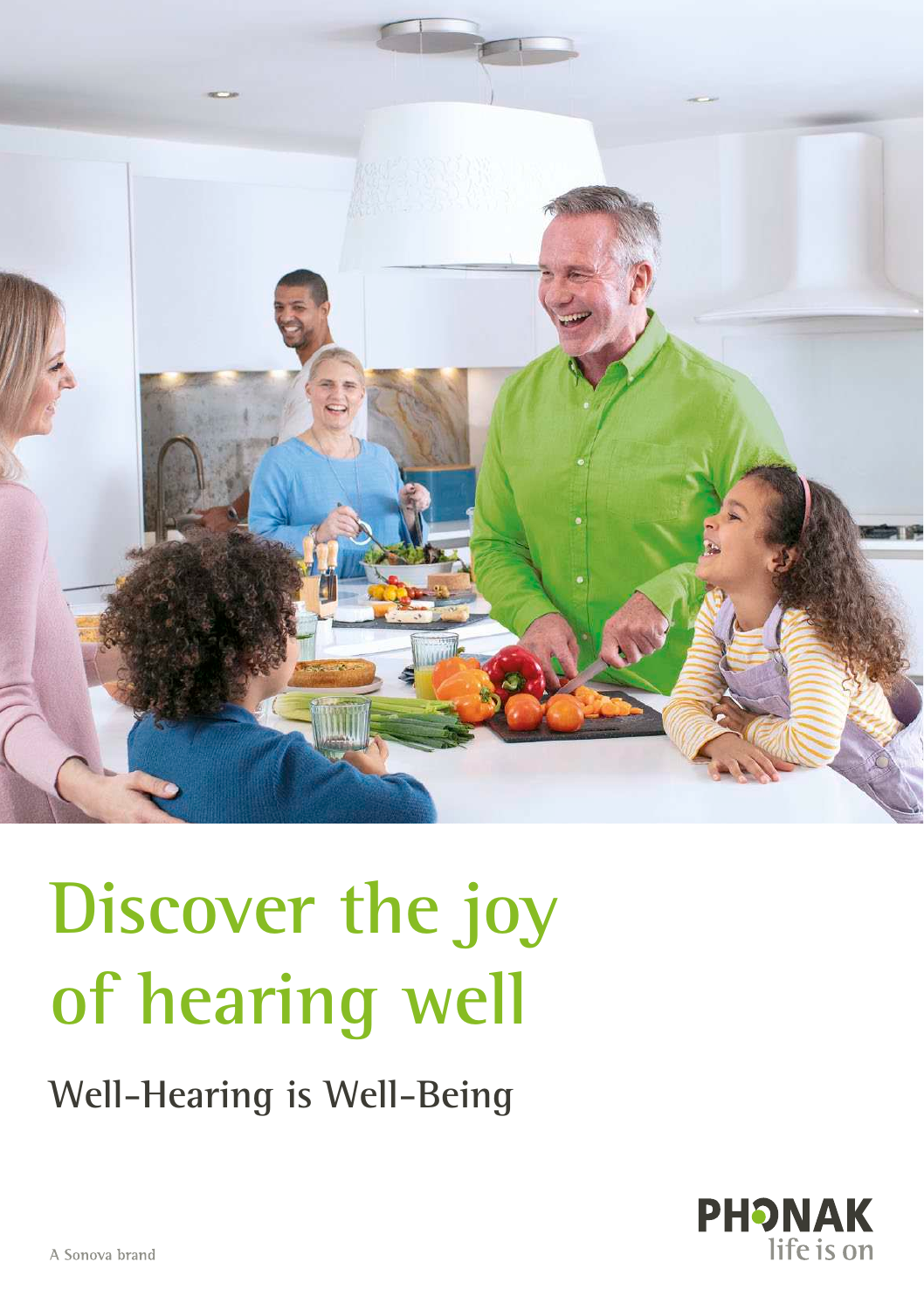# Discover the joy of hearing well

## Well-Hearing is Well-Being

PHONAK
life is on

A Sonova brand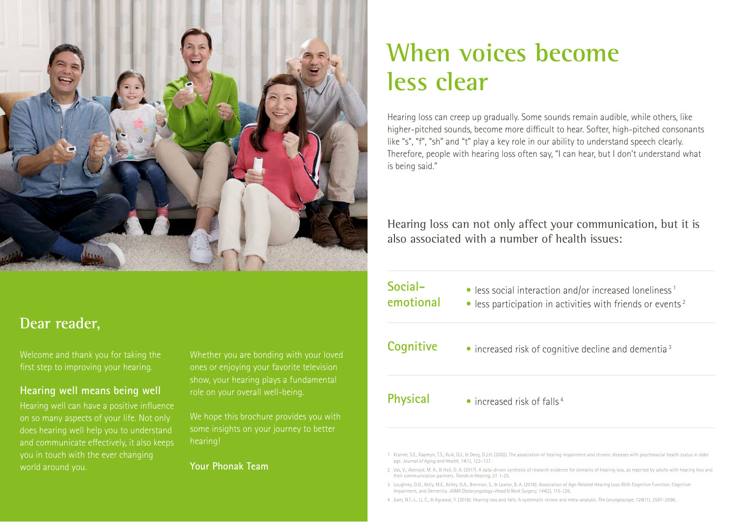## Dear reader,

Welcome and thank you for taking the first step to improving your hearing.

### Hearing well means being well

Hearing well can have a positive influence on so many aspects of your life. Not only does hearing well help you to understand and communicate effectively, it also keeps you in touch with the ever changing world around you.

Whether you are bonding with your loved ones or enjoying your favorite television show, your hearing plays a fundamental role on your overall well-being.

We hope this brochure provides you with some insights on your journey to better hearing!

**Your Phonak Team**

# When voices become less clear

Hearing loss can creep up gradually. Some sounds remain audible, while others, like higher-pitched sounds, become more difficult to hear. Softer, high-pitched consonants like "s", "f", "sh" and "t" play a key role in our ability to understand speech clearly. Therefore, people with hearing loss often say, "I can hear, but I don't understand what is being said."

Hearing loss can not only affect your communication, but it is also associated with a number of health issues:

**Social-emotional**

- less social interaction and/or increased loneliness [1]
- less participation in activities with friends or events [2]

**Cognitive**

- increased risk of cognitive decline and dementia [3]

**Physical**

- increased risk of falls [4]

1 Kramer, S.E., Kapteyn, T.S., Kuik, D.J., & Deeg, D.J.H. (2002). The association of hearing impairment and chronic diseases with psychosocial health status in older age. *Journal of Aging and Health, 14*(1), 122–137.

2 Vas, V., Akeroyd, M. A., & Hall, D. A. (2017). A data-driven synthesis of research evidence for domains of hearing loss, as reported by adults with hearing loss and their communication partners. *Trends in Hearing, 21*: 1–25.

3 Loughrey, D.G., Kelly, M.E., Kelley, G.A., Brennan, S., & Lawlor, B. A. (2018). Association of Age-Related Hearing Loss With Cognitive Function, Cognitive Impairment, and Dementia. *JAMA Otolaryngology–Head & Neck Surgery, 144*(2), 115-126.

4 Jiam, N.T.-L., Li, C., & Agrawal, Y. (2016). Hearing loss and falls: A systematic review and meta-analysis. *The Laryngoscope, 126*(11), 2587–2596.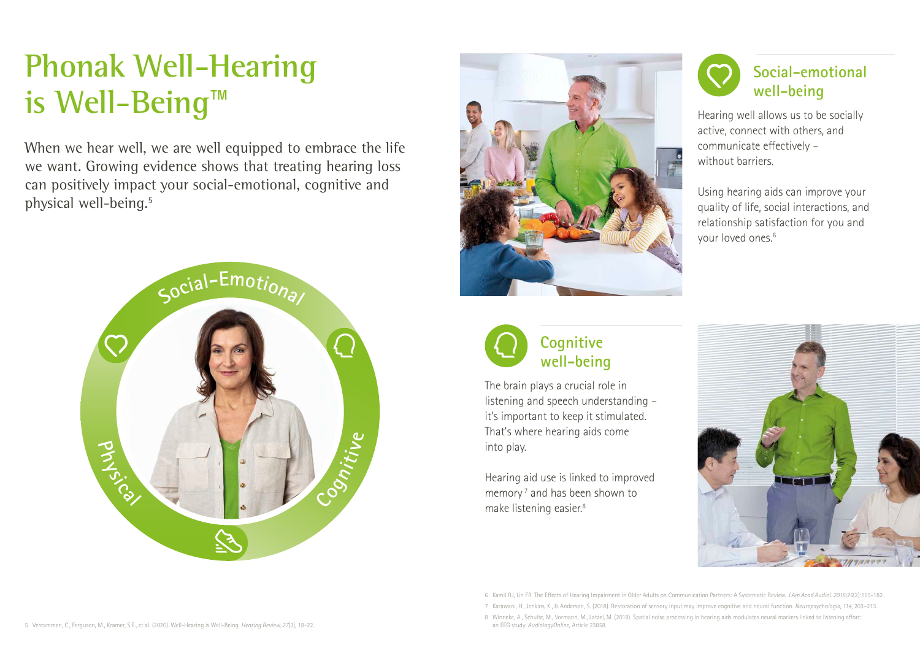# Phonak Well-Hearing is Well-Being™

When we hear well, we are well equipped to embrace the life we want. Growing evidence shows that treating hearing loss can positively impact your social-emotional, cognitive and physical well-being.[5]

## Social-emotional well-being

Hearing well allows us to be socially active, connect with others, and communicate effectively – without barriers.

Using hearing aids can improve your quality of life, social interactions, and relationship satisfaction for you and your loved ones.[6]

## Cognitive well-being

The brain plays a crucial role in listening and speech understanding – it's important to keep it stimulated. That's where hearing aids come into play.

Hearing aid use is linked to improved memory[7] and has been shown to make listening easier.[8]

5 Vercammen, C., Ferguson, M., Kramer, S.E., et al. (2020). Well-Hearing is Well-Being. *Hearing Review, 27*(3), 18–22.

6 Kamil RJ, Lin FR. The Effects of Hearing Impairment in Older Adults on Communication Partners: A Systematic Review. *J Am Acad Audiol. 2015;26*(2):155-182.

7 Karawani, H., Jenkins, K., & Anderson, S. (2018). Restoration of sensory input may improve cognitive and neural function. *Neuropsychologia, 114*, 203–213.

8 Winneke, A., Schulte, M., Vormann, M., Latzel, M. (2018). Spatial noise processing in hearing aids modulates neural markers linked to listening effort: an EEG study. *AudiologyOnline*, Article 23858.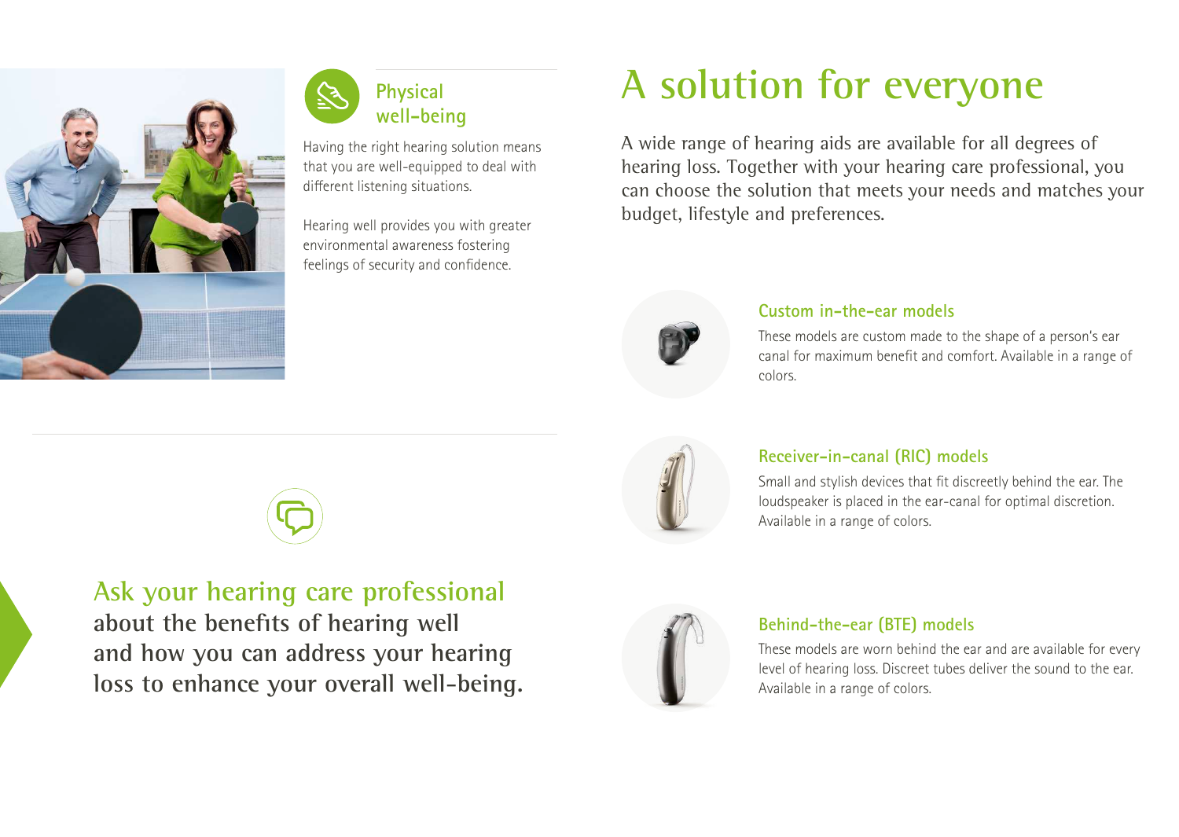### Physical well-being

Having the right hearing solution means that you are well-equipped to deal with different listening situations.

Hearing well provides you with greater environmental awareness fostering feelings of security and confidence.

**Ask your hearing care professional about the benefits of hearing well and how you can address your hearing loss to enhance your overall well-being.**

# A solution for everyone

A wide range of hearing aids are available for all degrees of hearing loss. Together with your hearing care professional, you can choose the solution that meets your needs and matches your budget, lifestyle and preferences.

### Custom in-the-ear models

These models are custom made to the shape of a person's ear canal for maximum benefit and comfort. Available in a range of colors.

### Receiver-in-canal (RIC) models

Small and stylish devices that fit discreetly behind the ear. The loudspeaker is placed in the ear-canal for optimal discretion. Available in a range of colors.

### Behind-the-ear (BTE) models

These models are worn behind the ear and are available for every level of hearing loss. Discreet tubes deliver the sound to the ear. Available in a range of colors.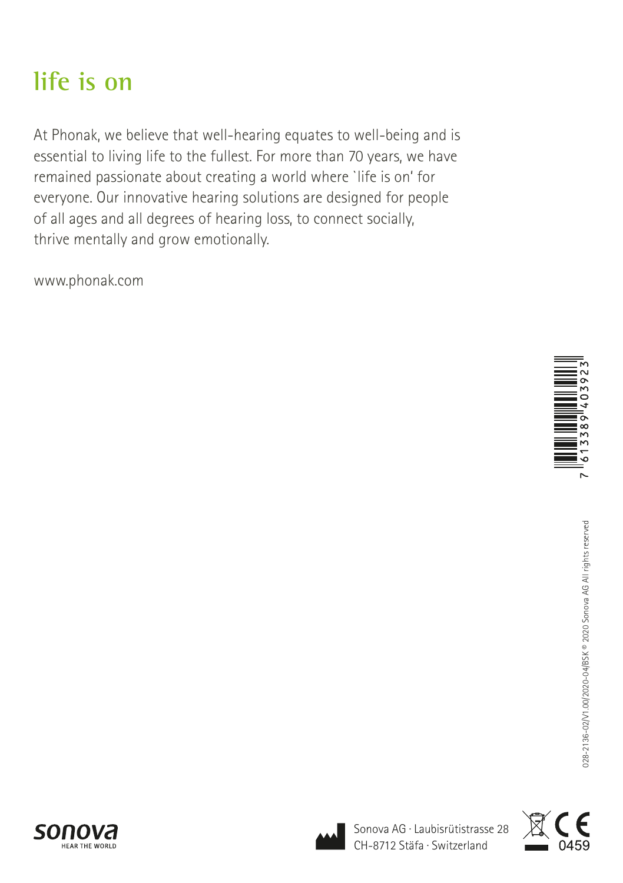## life is on

At Phonak, we believe that well-hearing equates to well-being and is essential to living life to the fullest. For more than 70 years, we have remained passionate about creating a world where `life is on' for everyone. Our innovative hearing solutions are designed for people of all ages and all degrees of hearing loss, to connect socially, thrive mentally and grow emotionally.

www.phonak.com

7 613389 403923

028-2136-02/V1.00/2020-04/BSK © 2020 Sonova AG All rights reserved

sonova
HEAR THE WORLD

Sonova AG · Laubisrütistrasse 28
CH-8712 Stäfa · Switzerland

CE 0459